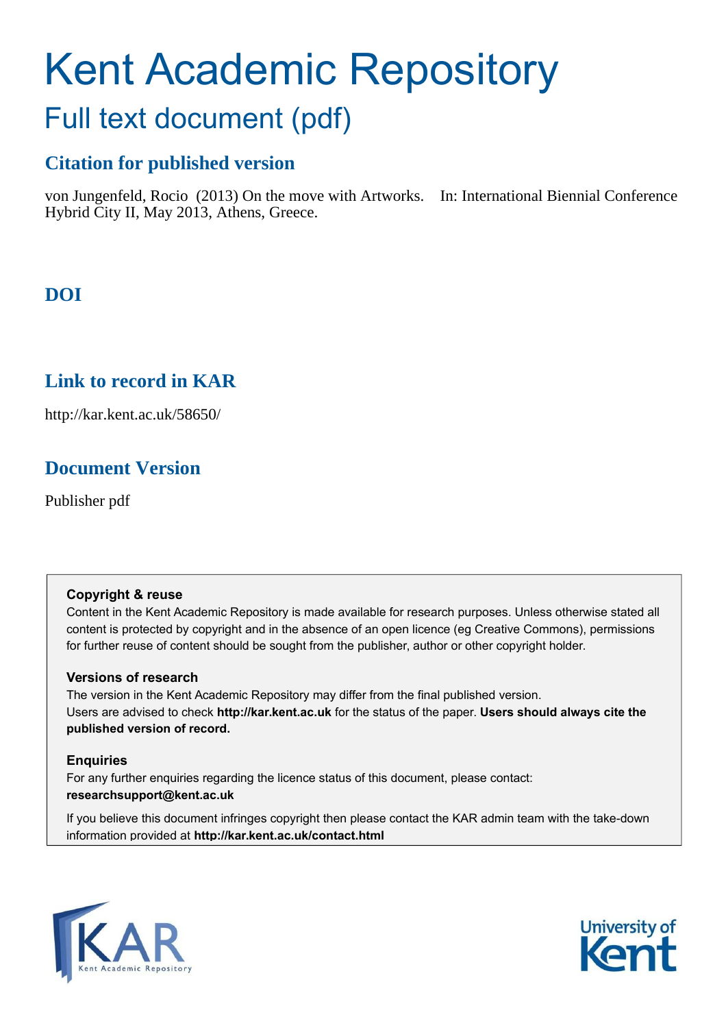# Kent Academic Repository

## Full text document (pdf)

### Citation for published version

von Jungenfeld, Rocio (2013) On the move with Artworks. In: International Biennial Conference Hybrid City II, May 2013, Athens, Greece.

### DOI

### Link to record in KAR

http://kar.kent.ac.uk/58650/

### Document Version

Publisher pdf

**Copyright & reuse**

Content in the Kent Academic Repository is made available for research purposes. Unless otherwise stated all content is protected by copyright and in the absence of an open licence (eg Creative Commons), permissions for further reuse of content should be sought from the publisher, author or other copyright holder.

**Versions of research**

The version in the Kent Academic Repository may differ from the final published version. Users are advised to check **http://kar.kent.ac.uk** for the status of the paper. **Users should always cite the published version of record.**

**Enquiries**

For any further enquiries regarding the licence status of this document, please contact: **researchsupport@kent.ac.uk**

If you believe this document infringes copyright then please contact the KAR admin team with the take-down information provided at **http://kar.kent.ac.uk/contact.html**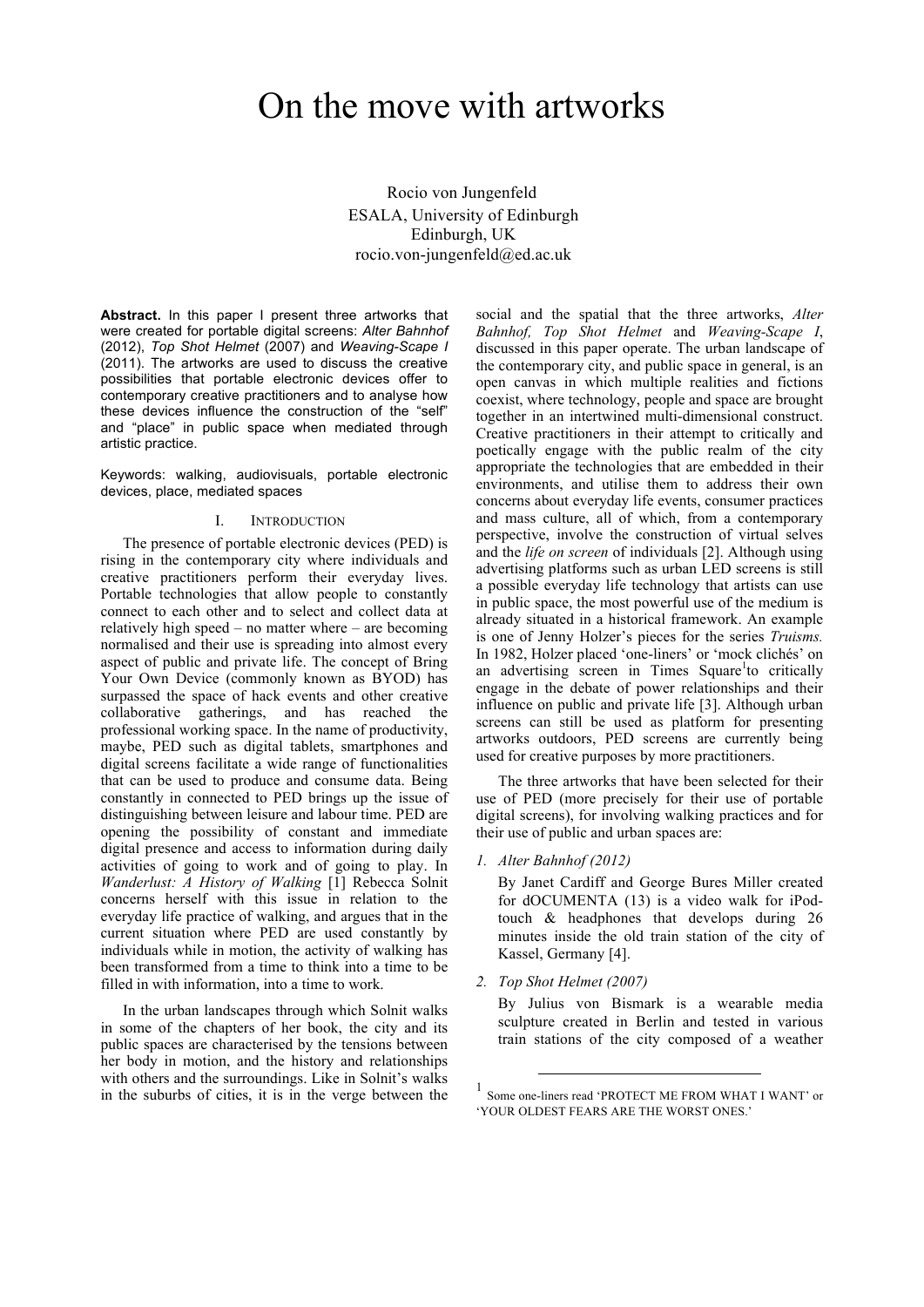# On the move with artworks

Rocio von Jungenfeld
ESALA, University of Edinburgh
Edinburgh, UK
rocio.von-jungenfeld@ed.ac.uk

**Abstract.** In this paper I present three artworks that were created for portable digital screens: *Alter Bahnhof* (2012), *Top Shot Helmet* (2007) and *Weaving-Scape I* (2011). The artworks are used to discuss the creative possibilities that portable electronic devices offer to contemporary creative practitioners and to analyse how these devices influence the construction of the "self" and "place" in public space when mediated through artistic practice.

Keywords: walking, audiovisuals, portable electronic devices, place, mediated spaces

## I. Introduction

The presence of portable electronic devices (PED) is rising in the contemporary city where individuals and creative practitioners perform their everyday lives. Portable technologies that allow people to constantly connect to each other and to select and collect data at relatively high speed – no matter where – are becoming normalised and their use is spreading into almost every aspect of public and private life. The concept of Bring Your Own Device (commonly known as BYOD) has surpassed the space of hack events and other creative collaborative gatherings, and has reached the professional working space. In the name of productivity, maybe, PED such as digital tablets, smartphones and digital screens facilitate a wide range of functionalities that can be used to produce and consume data. Being constantly in connected to PED brings up the issue of distinguishing between leisure and labour time. PED are opening the possibility of constant and immediate digital presence and access to information during daily activities of going to work and of going to play. In *Wanderlust: A History of Walking* [1] Rebecca Solnit concerns herself with this issue in relation to the everyday life practice of walking, and argues that in the current situation where PED are used constantly by individuals while in motion, the activity of walking has been transformed from a time to think into a time to be filled in with information, into a time to work.

In the urban landscapes through which Solnit walks in some of the chapters of her book, the city and its public spaces are characterised by the tensions between her body in motion, and the history and relationships with others and the surroundings. Like in Solnit's walks in the suburbs of cities, it is in the verge between the social and the spatial that the three artworks, *Alter Bahnhof, Top Shot Helmet* and *Weaving-Scape I*, discussed in this paper operate. The urban landscape of the contemporary city, and public space in general, is an open canvas in which multiple realities and fictions coexist, where technology, people and space are brought together in an intertwined multi-dimensional construct. Creative practitioners in their attempt to critically and poetically engage with the public realm of the city appropriate the technologies that are embedded in their environments, and utilise them to address their own concerns about everyday life events, consumer practices and mass culture, all of which, from a contemporary perspective, involve the construction of virtual selves and the *life on screen* of individuals [2]. Although using advertising platforms such as urban LED screens is still a possible everyday life technology that artists can use in public space, the most powerful use of the medium is already situated in a historical framework. An example is one of Jenny Holzer's pieces for the series *Truisms.* In 1982, Holzer placed 'one-liners' or 'mock clichés' on an advertising screen in Times Square[1] to critically engage in the debate of power relationships and their influence on public and private life [3]. Although urban screens can still be used as platform for presenting artworks outdoors, PED screens are currently being used for creative purposes by more practitioners.

The three artworks that have been selected for their use of PED (more precisely for their use of portable digital screens), for involving walking practices and for their use of public and urban spaces are:

1. *Alter Bahnhof (2012)*

   By Janet Cardiff and George Bures Miller created for dOCUMENTA (13) is a video walk for iPod-touch & headphones that develops during 26 minutes inside the old train station of the city of Kassel, Germany [4].

2. *Top Shot Helmet (2007)*

   By Julius von Bismark is a wearable media sculpture created in Berlin and tested in various train stations of the city composed of a weather

[1] Some one-liners read 'PROTECT ME FROM WHAT I WANT' or 'YOUR OLDEST FEARS ARE THE WORST ONES.'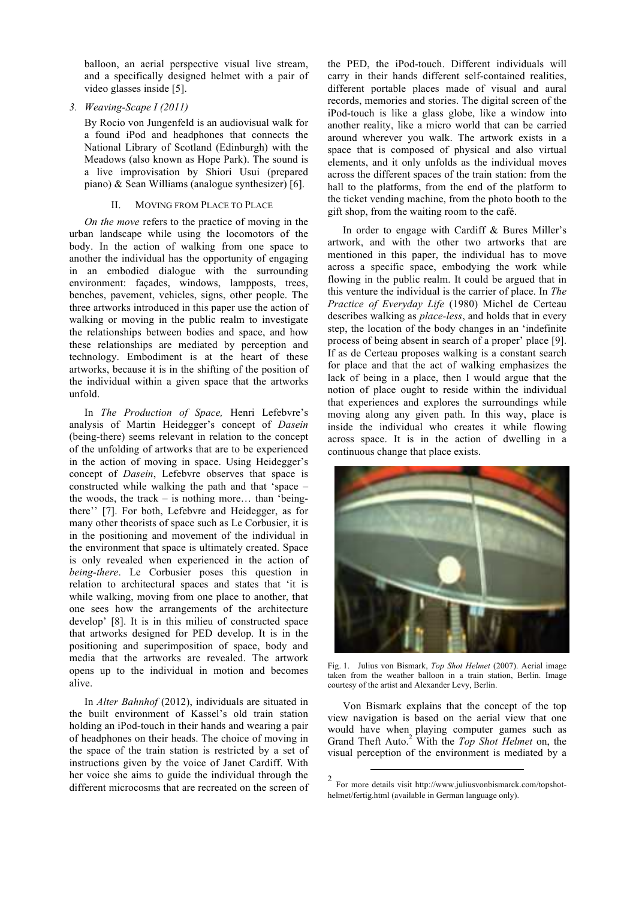balloon, an aerial perspective visual live stream, and a specifically designed helmet with a pair of video glasses inside [5].

3. *Weaving-Scape I (2011)*

   By Rocio von Jungenfeld is an audiovisual walk for a found iPod and headphones that connects the National Library of Scotland (Edinburgh) with the Meadows (also known as Hope Park). The sound is a live improvisation by Shiori Usui (prepared piano) & Sean Williams (analogue synthesizer) [6].

## II. Moving from Place to Place

*On the move* refers to the practice of moving in the urban landscape while using the locomotors of the body. In the action of walking from one space to another the individual has the opportunity of engaging in an embodied dialogue with the surrounding environment: façades, windows, lampposts, trees, benches, pavement, vehicles, signs, other people. The three artworks introduced in this paper use the action of walking or moving in the public realm to investigate the relationships between bodies and space, and how these relationships are mediated by perception and technology. Embodiment is at the heart of these artworks, because it is in the shifting of the position of the individual within a given space that the artworks unfold.

In *The Production of Space,* Henri Lefebvre's analysis of Martin Heidegger's concept of *Dasein* (being-there) seems relevant in relation to the concept of the unfolding of artworks that are to be experienced in the action of moving in space. Using Heidegger's concept of *Dasein*, Lefebvre observes that space is constructed while walking the path and that 'space – the woods, the track – is nothing more… than 'being-there'' [7]. For both, Lefebvre and Heidegger, as for many other theorists of space such as Le Corbusier, it is in the positioning and movement of the individual in the environment that space is ultimately created. Space is only revealed when experienced in the action of *being-there*. Le Corbusier poses this question in relation to architectural spaces and states that 'it is while walking, moving from one place to another, that one sees how the arrangements of the architecture develop' [8]. It is in this milieu of constructed space that artworks designed for PED develop. It is in the positioning and superimposition of space, body and media that the artworks are revealed. The artwork opens up to the individual in motion and becomes alive.

In *Alter Bahnhof* (2012), individuals are situated in the built environment of Kassel's old train station holding an iPod-touch in their hands and wearing a pair of headphones on their heads. The choice of moving in the space of the train station is restricted by a set of instructions given by the voice of Janet Cardiff. With her voice she aims to guide the individual through the different microcosms that are recreated on the screen of the PED, the iPod-touch. Different individuals will carry in their hands different self-contained realities, different portable places made of visual and aural records, memories and stories. The digital screen of the iPod-touch is like a glass globe, like a window into another reality, like a micro world that can be carried around wherever you walk. The artwork exists in a space that is composed of physical and also virtual elements, and it only unfolds as the individual moves across the different spaces of the train station: from the hall to the platforms, from the end of the platform to the ticket vending machine, from the photo booth to the gift shop, from the waiting room to the café.

In order to engage with Cardiff & Bures Miller's artwork, and with the other two artworks that are mentioned in this paper, the individual has to move across a specific space, embodying the work while flowing in the public realm. It could be argued that in this venture the individual is the carrier of place. In *The Practice of Everyday Life* (1980) Michel de Certeau describes walking as *place-less*, and holds that in every step, the location of the body changes in an 'indefinite process of being absent in search of a proper' place [9]. If as de Certeau proposes walking is a constant search for place and that the act of walking emphasizes the lack of being in a place, then I would argue that the notion of place ought to reside within the individual that experiences and explores the surroundings while moving along any given path. In this way, place is inside the individual who creates it while flowing across space. It is in the action of dwelling in a continuous change that place exists.

Fig. 1. Julius von Bismark, *Top Shot Helmet* (2007). Aerial image taken from the weather balloon in a train station, Berlin. Image courtesy of the artist and Alexander Levy, Berlin.

Von Bismark explains that the concept of the top view navigation is based on the aerial view that one would have when playing computer games such as Grand Theft Auto.[2] With the *Top Shot Helmet* on, the visual perception of the environment is mediated by a

[2] For more details visit http://www.juliusvonbismarck.com/topshot-helmet/fertig.html (available in German language only).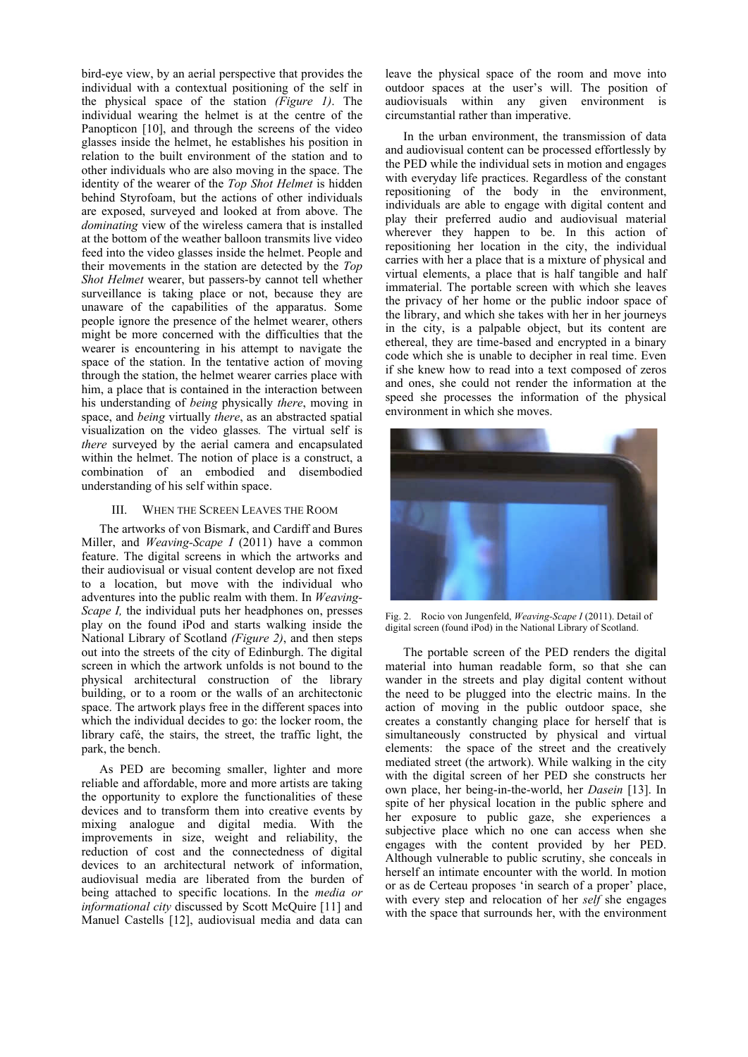bird-eye view, by an aerial perspective that provides the individual with a contextual positioning of the self in the physical space of the station *(Figure 1)*. The individual wearing the helmet is at the centre of the Panopticon [10], and through the screens of the video glasses inside the helmet, he establishes his position in relation to the built environment of the station and to other individuals who are also moving in the space. The identity of the wearer of the *Top Shot Helmet* is hidden behind Styrofoam, but the actions of other individuals are exposed, surveyed and looked at from above. The *dominating* view of the wireless camera that is installed at the bottom of the weather balloon transmits live video feed into the video glasses inside the helmet. People and their movements in the station are detected by the *Top Shot Helmet* wearer, but passers-by cannot tell whether surveillance is taking place or not, because they are unaware of the capabilities of the apparatus. Some people ignore the presence of the helmet wearer, others might be more concerned with the difficulties that the wearer is encountering in his attempt to navigate the space of the station. In the tentative action of moving through the station, the helmet wearer carries place with him, a place that is contained in the interaction between his understanding of *being* physically *there*, moving in space, and *being* virtually *there*, as an abstracted spatial visualization on the video glasses*.* The virtual self is *there* surveyed by the aerial camera and encapsulated within the helmet. The notion of place is a construct, a combination of an embodied and disembodied understanding of his self within space.

## III. When the Screen Leaves the Room

The artworks of von Bismark, and Cardiff and Bures Miller, and *Weaving-Scape I* (2011) have a common feature. The digital screens in which the artworks and their audiovisual or visual content develop are not fixed to a location, but move with the individual who adventures into the public realm with them. In *Weaving-Scape I,* the individual puts her headphones on, presses play on the found iPod and starts walking inside the National Library of Scotland *(Figure 2)*, and then steps out into the streets of the city of Edinburgh. The digital screen in which the artwork unfolds is not bound to the physical architectural construction of the library building, or to a room or the walls of an architectonic space. The artwork plays free in the different spaces into which the individual decides to go: the locker room, the library café, the stairs, the street, the traffic light, the park, the bench.

As PED are becoming smaller, lighter and more reliable and affordable, more and more artists are taking the opportunity to explore the functionalities of these devices and to transform them into creative events by mixing analogue and digital media. With the improvements in size, weight and reliability, the reduction of cost and the connectedness of digital devices to an architectural network of information, audiovisual media are liberated from the burden of being attached to specific locations. In the *media or informational city* discussed by Scott McQuire [11] and Manuel Castells [12], audiovisual media and data can leave the physical space of the room and move into outdoor spaces at the user's will. The position of audiovisuals within any given environment is circumstantial rather than imperative.

In the urban environment, the transmission of data and audiovisual content can be processed effortlessly by the PED while the individual sets in motion and engages with everyday life practices. Regardless of the constant repositioning of the body in the environment, individuals are able to engage with digital content and play their preferred audio and audiovisual material wherever they happen to be. In this action of repositioning her location in the city, the individual carries with her a place that is a mixture of physical and virtual elements, a place that is half tangible and half immaterial. The portable screen with which she leaves the privacy of her home or the public indoor space of the library, and which she takes with her in her journeys in the city, is a palpable object, but its content are ethereal, they are time-based and encrypted in a binary code which she is unable to decipher in real time. Even if she knew how to read into a text composed of zeros and ones, she could not render the information at the speed she processes the information of the physical environment in which she moves.

Fig. 2. Rocio von Jungenfeld, *Weaving-Scape I* (2011). Detail of digital screen (found iPod) in the National Library of Scotland.

The portable screen of the PED renders the digital material into human readable form, so that she can wander in the streets and play digital content without the need to be plugged into the electric mains. In the action of moving in the public outdoor space, she creates a constantly changing place for herself that is simultaneously constructed by physical and virtual elements: the space of the street and the creatively mediated street (the artwork). While walking in the city with the digital screen of her PED she constructs her own place, her being-in-the-world, her *Dasein* [13]. In spite of her physical location in the public sphere and her exposure to public gaze, she experiences a subjective place which no one can access when she engages with the content provided by her PED. Although vulnerable to public scrutiny, she conceals in herself an intimate encounter with the world. In motion or as de Certeau proposes 'in search of a proper' place, with every step and relocation of her *self* she engages with the space that surrounds her, with the environment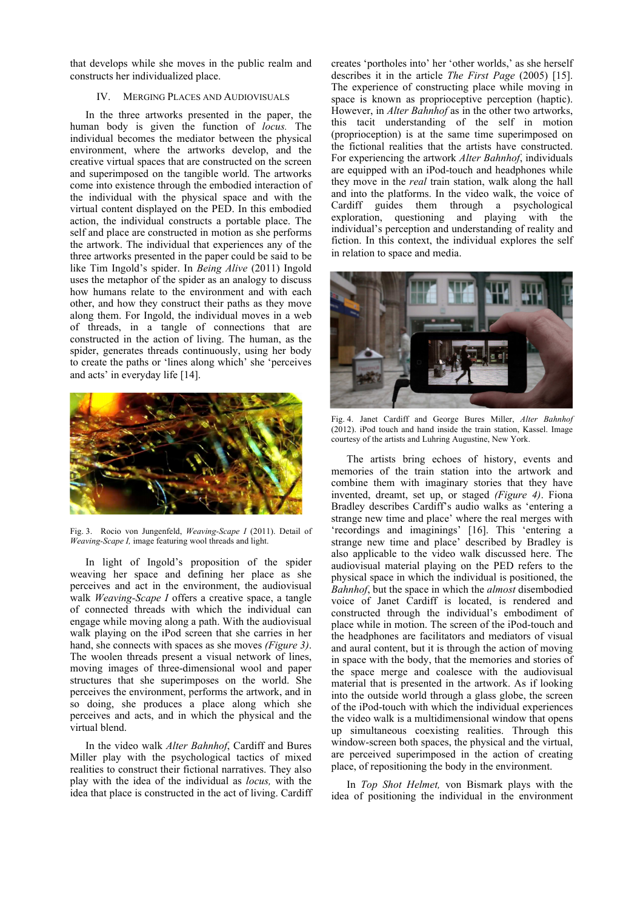that develops while she moves in the public realm and constructs her individualized place.

## IV. Merging Places and Audiovisuals

In the three artworks presented in the paper, the human body is given the function of *locus.* The individual becomes the mediator between the physical environment, where the artworks develop, and the creative virtual spaces that are constructed on the screen and superimposed on the tangible world. The artworks come into existence through the embodied interaction of the individual with the physical space and with the virtual content displayed on the PED. In this embodied action, the individual constructs a portable place. The self and place are constructed in motion as she performs the artwork. The individual that experiences any of the three artworks presented in the paper could be said to be like Tim Ingold's spider. In *Being Alive* (2011) Ingold uses the metaphor of the spider as an analogy to discuss how humans relate to the environment and with each other, and how they construct their paths as they move along them. For Ingold, the individual moves in a web of threads, in a tangle of connections that are constructed in the action of living. The human, as the spider, generates threads continuously, using her body to create the paths or 'lines along which' she 'perceives and acts' in everyday life [14].

Fig. 3. Rocio von Jungenfeld, *Weaving-Scape I* (2011). Detail of *Weaving-Scape I,* image featuring wool threads and light.

In light of Ingold's proposition of the spider weaving her space and defining her place as she perceives and act in the environment, the audiovisual walk *Weaving-Scape I* offers a creative space, a tangle of connected threads with which the individual can engage while moving along a path. With the audiovisual walk playing on the iPod screen that she carries in her hand, she connects with spaces as she moves *(Figure 3)*. The woolen threads present a visual network of lines, moving images of three-dimensional wool and paper structures that she superimposes on the world. She perceives the environment, performs the artwork, and in so doing, she produces a place along which she perceives and acts, and in which the physical and the virtual blend.

In the video walk *Alter Bahnhof*, Cardiff and Bures Miller play with the psychological tactics of mixed realities to construct their fictional narratives. They also play with the idea of the individual as *locus,* with the idea that place is constructed in the act of living. Cardiff creates 'portholes into' her 'other worlds,' as she herself describes it in the article *The First Page* (2005) [15]. The experience of constructing place while moving in space is known as proprioceptive perception (haptic). However, in *Alter Bahnhof* as in the other two artworks, this tacit understanding of the self in motion (proprioception) is at the same time superimposed on the fictional realities that the artists have constructed. For experiencing the artwork *Alter Bahnhof*, individuals are equipped with an iPod-touch and headphones while they move in the *real* train station, walk along the hall and into the platforms. In the video walk, the voice of Cardiff guides them through a psychological exploration, questioning and playing with the individual's perception and understanding of reality and fiction. In this context, the individual explores the self in relation to space and media.

Fig. 4. Janet Cardiff and George Bures Miller, *Alter Bahnhof* (2012). iPod touch and hand inside the train station, Kassel. Image courtesy of the artists and Luhring Augustine, New York.

The artists bring echoes of history, events and memories of the train station into the artwork and combine them with imaginary stories that they have invented, dreamt, set up, or staged *(Figure 4)*. Fiona Bradley describes Cardiff's audio walks as 'entering a strange new time and place' where the real merges with 'recordings and imaginings' [16]. This 'entering a strange new time and place' described by Bradley is also applicable to the video walk discussed here. The audiovisual material playing on the PED refers to the physical space in which the individual is positioned, the *Bahnhof*, but the space in which the *almost* disembodied voice of Janet Cardiff is located, is rendered and constructed through the individual's embodiment of place while in motion. The screen of the iPod-touch and the headphones are facilitators and mediators of visual and aural content, but it is through the action of moving in space with the body, that the memories and stories of the space merge and coalesce with the audiovisual material that is presented in the artwork. As if looking into the outside world through a glass globe, the screen of the iPod-touch with which the individual experiences the video walk is a multidimensional window that opens up simultaneous coexisting realities. Through this window-screen both spaces, the physical and the virtual, are perceived superimposed in the action of creating place, of repositioning the body in the environment.

In *Top Shot Helmet,* von Bismark plays with the idea of positioning the individual in the environment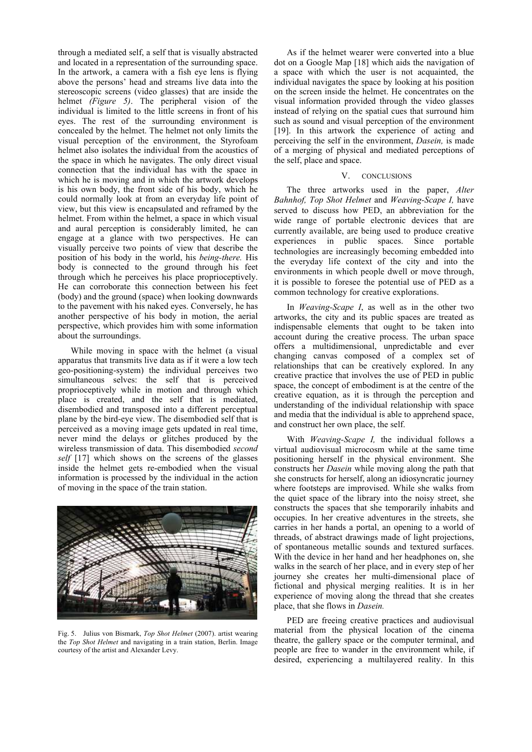through a mediated self, a self that is visually abstracted and located in a representation of the surrounding space. In the artwork, a camera with a fish eye lens is flying above the persons' head and streams live data into the stereoscopic screens (video glasses) that are inside the helmet *(Figure 5)*. The peripheral vision of the individual is limited to the little screens in front of his eyes. The rest of the surrounding environment is concealed by the helmet. The helmet not only limits the visual perception of the environment, the Styrofoam helmet also isolates the individual from the acoustics of the space in which he navigates. The only direct visual connection that the individual has with the space in which he is moving and in which the artwork develops is his own body, the front side of his body, which he could normally look at from an everyday life point of view, but this view is encapsulated and reframed by the helmet. From within the helmet, a space in which visual and aural perception is considerably limited, he can engage at a glance with two perspectives. He can visually perceive two points of view that describe the position of his body in the world, his *being-there.* His body is connected to the ground through his feet through which he perceives his place proprioceptively. He can corroborate this connection between his feet (body) and the ground (space) when looking downwards to the pavement with his naked eyes. Conversely, he has another perspective of his body in motion, the aerial perspective, which provides him with some information about the surroundings.

While moving in space with the helmet (a visual apparatus that transmits live data as if it were a low tech geo-positioning-system) the individual perceives two simultaneous selves: the self that is perceived proprioceptively while in motion and through which place is created, and the self that is mediated, disembodied and transposed into a different perceptual plane by the bird-eye view. The disembodied self that is perceived as a moving image gets updated in real time, never mind the delays or glitches produced by the wireless transmission of data. This disembodied *second self* [17] which shows on the screens of the glasses inside the helmet gets re-embodied when the visual information is processed by the individual in the action of moving in the space of the train station.

Fig. 5. Julius von Bismark, *Top Shot Helmet* (2007). artist wearing the *Top Shot Helmet* and navigating in a train station, Berlin. Image courtesy of the artist and Alexander Levy.

As if the helmet wearer were converted into a blue dot on a Google Map [18] which aids the navigation of a space with which the user is not acquainted, the individual navigates the space by looking at his position on the screen inside the helmet. He concentrates on the visual information provided through the video glasses instead of relying on the spatial cues that surround him such as sound and visual perception of the environment [19]. In this artwork the experience of acting and perceiving the self in the environment, *Dasein,* is made of a merging of physical and mediated perceptions of the self, place and space.

## V. CONCLUSIONS

The three artworks used in the paper, *Alter Bahnhof, Top Shot Helmet* and *Weaving-Scape I,* have served to discuss how PED, an abbreviation for the wide range of portable electronic devices that are currently available, are being used to produce creative experiences in public spaces. Since portable technologies are increasingly becoming embedded into the everyday life context of the city and into the environments in which people dwell or move through, it is possible to foresee the potential use of PED as a common technology for creative explorations.

In *Weaving-Scape I*, as well as in the other two artworks, the city and its public spaces are treated as indispensable elements that ought to be taken into account during the creative process. The urban space offers a multidimensional, unpredictable and ever changing canvas composed of a complex set of relationships that can be creatively explored. In any creative practice that involves the use of PED in public space, the concept of embodiment is at the centre of the creative equation, as it is through the perception and understanding of the individual relationship with space and media that the individual is able to apprehend space, and construct her own place, the self.

With *Weaving-Scape I,* the individual follows a virtual audiovisual microcosm while at the same time positioning herself in the physical environment. She constructs her *Dasein* while moving along the path that she constructs for herself, along an idiosyncratic journey where footsteps are improvised. While she walks from the quiet space of the library into the noisy street, she constructs the spaces that she temporarily inhabits and occupies. In her creative adventures in the streets, she carries in her hands a portal, an opening to a world of threads, of abstract drawings made of light projections, of spontaneous metallic sounds and textured surfaces. With the device in her hand and her headphones on, she walks in the search of her place, and in every step of her journey she creates her multi-dimensional place of fictional and physical merging realities. It is in her experience of moving along the thread that she creates place, that she flows in *Dasein.*

PED are freeing creative practices and audiovisual material from the physical location of the cinema theatre, the gallery space or the computer terminal, and people are free to wander in the environment while, if desired, experiencing a multilayered reality. In this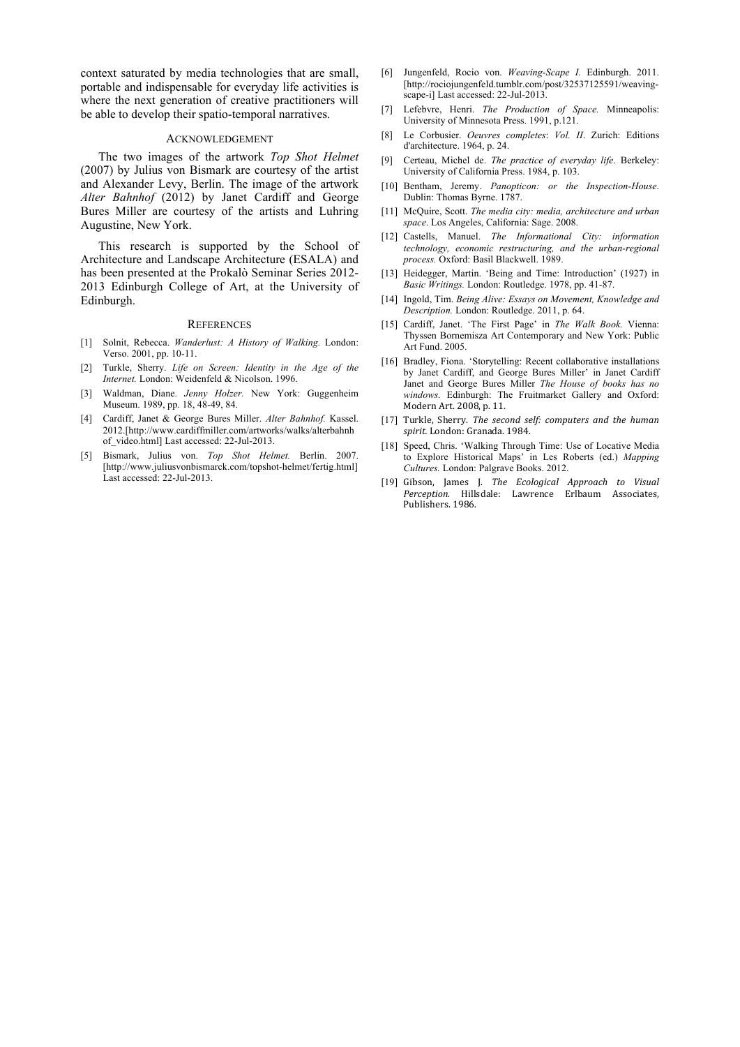context saturated by media technologies that are small, portable and indispensable for everyday life activities is where the next generation of creative practitioners will be able to develop their spatio-temporal narratives.

## Acknowledgement

The two images of the artwork *Top Shot Helmet* (2007) by Julius von Bismark are courtesy of the artist and Alexander Levy, Berlin. The image of the artwork *Alter Bahnhof* (2012) by Janet Cardiff and George Bures Miller are courtesy of the artists and Luhring Augustine, New York.

This research is supported by the School of Architecture and Landscape Architecture (ESALA) and has been presented at the Prokalò Seminar Series 2012-2013 Edinburgh College of Art, at the University of Edinburgh.

## References

[1] Solnit, Rebecca. *Wanderlust: A History of Walking.* London: Verso. 2001, pp. 10-11.

[2] Turkle, Sherry. *Life on Screen: Identity in the Age of the Internet.* London: Weidenfeld & Nicolson. 1996.

[3] Waldman, Diane. *Jenny Holzer.* New York: Guggenheim Museum. 1989, pp. 18, 48-49, 84.

[4] Cardiff, Janet & George Bures Miller. *Alter Bahnhof.* Kassel. 2012.[http://www.cardiffmiller.com/artworks/walks/alterbahnhof_video.html] Last accessed: 22-Jul-2013.

[5] Bismark, Julius von. *Top Shot Helmet.* Berlin. 2007. [http://www.juliusvonbismarck.com/topshot-helmet/fertig.html] Last accessed: 22-Jul-2013.

[6] Jungenfeld, Rocio von. *Weaving-Scape I.* Edinburgh. 2011. [http://rociojungenfeld.tumblr.com/post/32537125591/weaving-scape-i] Last accessed: 22-Jul-2013.

[7] Lefebvre, Henri. *The Production of Space.* Minneapolis: University of Minnesota Press. 1991, p.121.

[8] Le Corbusier. *Oeuvres completes*: *Vol. II*. Zurich: Editions d'architecture. 1964, p. 24.

[9] Certeau, Michel de. *The practice of everyday life*. Berkeley: University of California Press. 1984, p. 103.

[10] Bentham, Jeremy. *Panopticon: or the Inspection-House*. Dublin: Thomas Byrne. 1787.

[11] McQuire, Scott. *The media city: media, architecture and urban space*. Los Angeles, California: Sage. 2008.

[12] Castells, Manuel. *The Informational City: information technology, economic restructuring, and the urban-regional process.* Oxford: Basil Blackwell. 1989.

[13] Heidegger, Martin. 'Being and Time: Introduction' (1927) in *Basic Writings.* London: Routledge. 1978, pp. 41-87.

[14] Ingold, Tim. *Being Alive: Essays on Movement, Knowledge and Description.* London: Routledge. 2011, p. 64.

[15] Cardiff, Janet. 'The First Page' in *The Walk Book.* Vienna: Thyssen Bornemisza Art Contemporary and New York: Public Art Fund. 2005.

[16] Bradley, Fiona. 'Storytelling: Recent collaborative installations by Janet Cardiff, and George Bures Miller' in Janet Cardiff Janet and George Bures Miller *The House of books has no windows*. Edinburgh: The Fruitmarket Gallery and Oxford: Modern Art. 2008, p. 11.

[17] Turkle, Sherry. *The second self: computers and the human spirit*. London: Granada. 1984.

[18] Speed, Chris. 'Walking Through Time: Use of Locative Media to Explore Historical Maps' in Les Roberts (ed.) *Mapping Cultures.* London: Palgrave Books. 2012.

[19] Gibson, James J. *The Ecological Approach to Visual Perception.* Hillsdale: Lawrence Erlbaum Associates, Publishers. 1986.